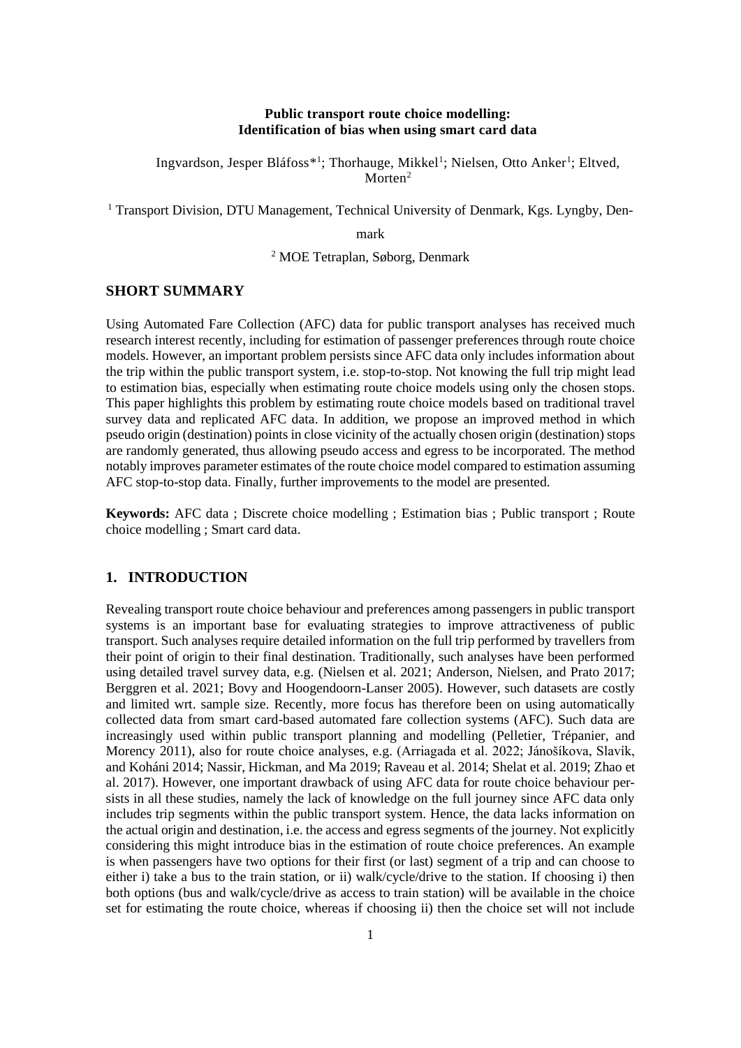**Public transport route choice modelling: Identification of bias when using smart card data**

Ingvardson, Jesper Bláfoss*[1]; Thorhauge, Mikkel[1]; Nielsen, Otto Anker[1]; Eltved, Morten[2]

[1] Transport Division, DTU Management, Technical University of Denmark, Kgs. Lyngby, Denmark

[2] MOE Tetraplan, Søborg, Denmark

## SHORT SUMMARY

Using Automated Fare Collection (AFC) data for public transport analyses has received much research interest recently, including for estimation of passenger preferences through route choice models. However, an important problem persists since AFC data only includes information about the trip within the public transport system, i.e. stop-to-stop. Not knowing the full trip might lead to estimation bias, especially when estimating route choice models using only the chosen stops. This paper highlights this problem by estimating route choice models based on traditional travel survey data and replicated AFC data. In addition, we propose an improved method in which pseudo origin (destination) points in close vicinity of the actually chosen origin (destination) stops are randomly generated, thus allowing pseudo access and egress to be incorporated. The method notably improves parameter estimates of the route choice model compared to estimation assuming AFC stop-to-stop data. Finally, further improvements to the model are presented.

**Keywords:** AFC data ; Discrete choice modelling ; Estimation bias ; Public transport ; Route choice modelling ; Smart card data.

## 1. INTRODUCTION

Revealing transport route choice behaviour and preferences among passengers in public transport systems is an important base for evaluating strategies to improve attractiveness of public transport. Such analyses require detailed information on the full trip performed by travellers from their point of origin to their final destination. Traditionally, such analyses have been performed using detailed travel survey data, e.g. (Nielsen et al. 2021; Anderson, Nielsen, and Prato 2017; Berggren et al. 2021; Bovy and Hoogendoorn-Lanser 2005). However, such datasets are costly and limited wrt. sample size. Recently, more focus has therefore been on using automatically collected data from smart card-based automated fare collection systems (AFC). Such data are increasingly used within public transport planning and modelling (Pelletier, Trépanier, and Morency 2011), also for route choice analyses, e.g. (Arriagada et al. 2022; Jánošíkova, Slavík, and Koháni 2014; Nassir, Hickman, and Ma 2019; Raveau et al. 2014; Shelat et al. 2019; Zhao et al. 2017). However, one important drawback of using AFC data for route choice behaviour persists in all these studies, namely the lack of knowledge on the full journey since AFC data only includes trip segments within the public transport system. Hence, the data lacks information on the actual origin and destination, i.e. the access and egress segments of the journey. Not explicitly considering this might introduce bias in the estimation of route choice preferences. An example is when passengers have two options for their first (or last) segment of a trip and can choose to either i) take a bus to the train station, or ii) walk/cycle/drive to the station. If choosing i) then both options (bus and walk/cycle/drive as access to train station) will be available in the choice set for estimating the route choice, whereas if choosing ii) then the choice set will not include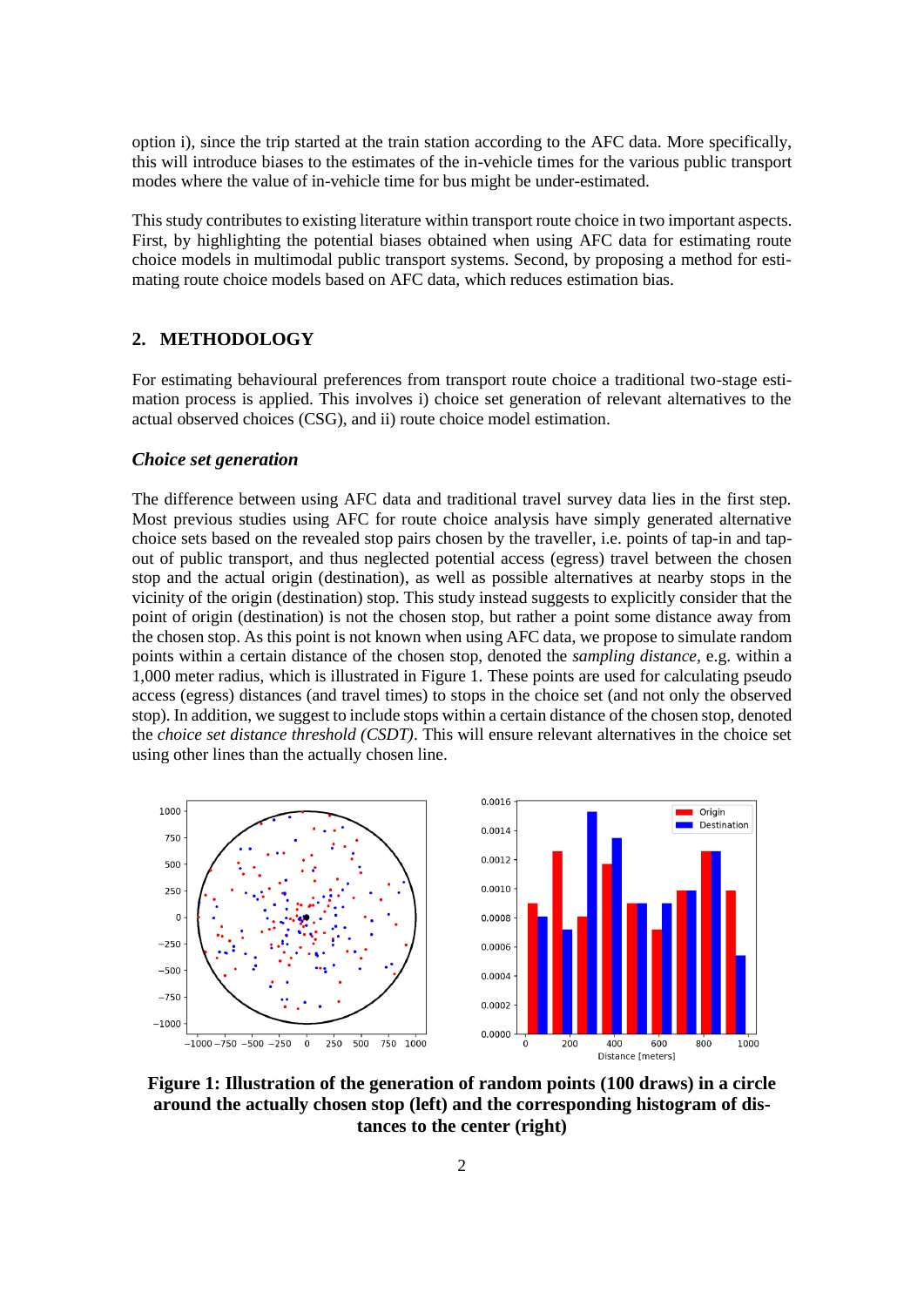option i), since the trip started at the train station according to the AFC data. More specifically, this will introduce biases to the estimates of the in-vehicle times for the various public transport modes where the value of in-vehicle time for bus might be under-estimated.

This study contributes to existing literature within transport route choice in two important aspects. First, by highlighting the potential biases obtained when using AFC data for estimating route choice models in multimodal public transport systems. Second, by proposing a method for estimating route choice models based on AFC data, which reduces estimation bias.

## 2. METHODOLOGY

For estimating behavioural preferences from transport route choice a traditional two-stage estimation process is applied. This involves i) choice set generation of relevant alternatives to the actual observed choices (CSG), and ii) route choice model estimation.

### *Choice set generation*

The difference between using AFC data and traditional travel survey data lies in the first step. Most previous studies using AFC for route choice analysis have simply generated alternative choice sets based on the revealed stop pairs chosen by the traveller, i.e. points of tap-in and tap-out of public transport, and thus neglected potential access (egress) travel between the chosen stop and the actual origin (destination), as well as possible alternatives at nearby stops in the vicinity of the origin (destination) stop. This study instead suggests to explicitly consider that the point of origin (destination) is not the chosen stop, but rather a point some distance away from the chosen stop. As this point is not known when using AFC data, we propose to simulate random points within a certain distance of the chosen stop, denoted the *sampling distance*, e.g. within a 1,000 meter radius, which is illustrated in Figure 1. These points are used for calculating pseudo access (egress) distances (and travel times) to stops in the choice set (and not only the observed stop). In addition, we suggest to include stops within a certain distance of the chosen stop, denoted the *choice set distance threshold (CSDT)*. This will ensure relevant alternatives in the choice set using other lines than the actually chosen line.

**Figure 1: Illustration of the generation of random points (100 draws) in a circle around the actually chosen stop (left) and the corresponding histogram of distances to the center (right)**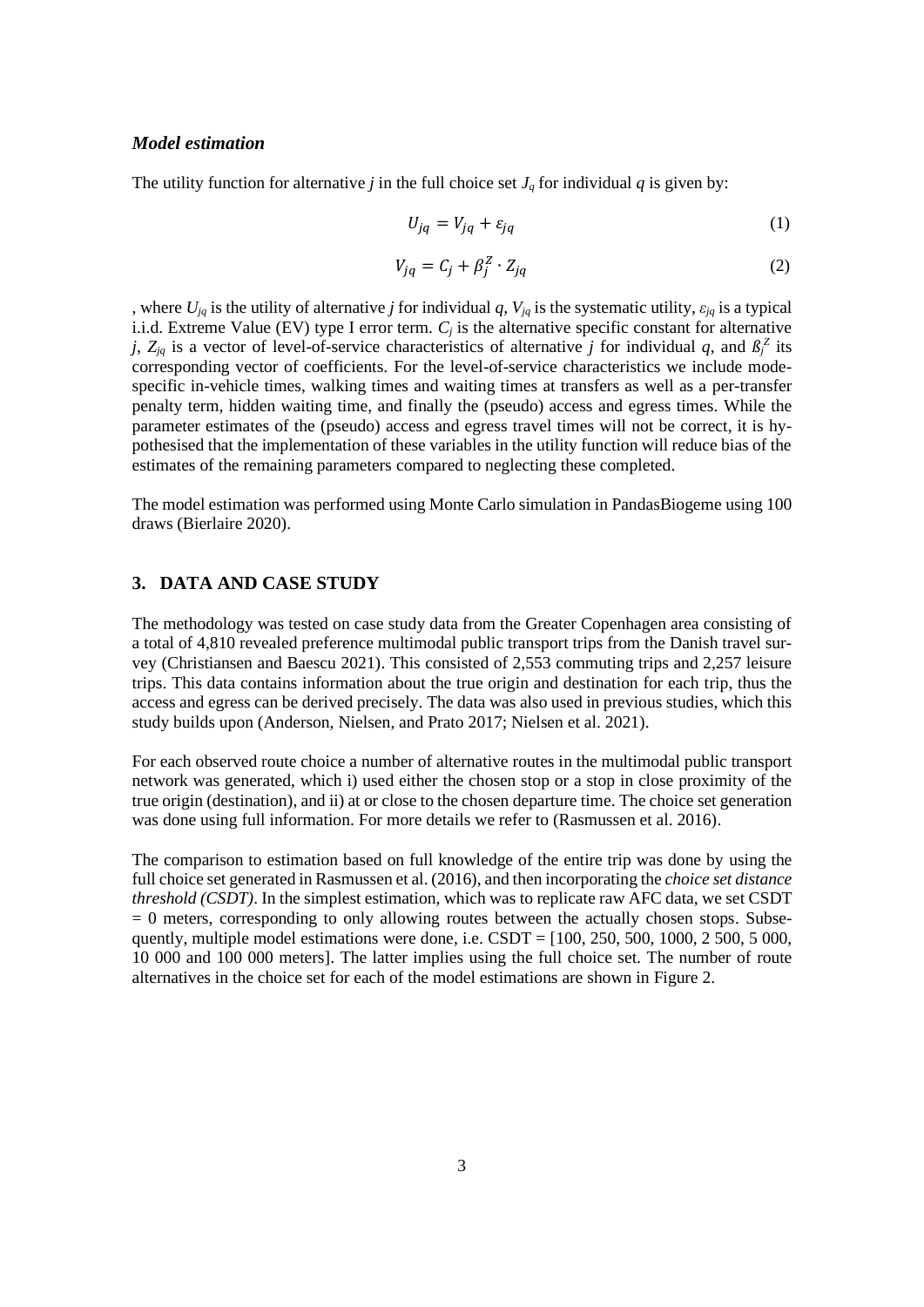### *Model estimation*

The utility function for alternative $j$ in the full choice set $J_q$ for individual $q$ is given by:

$$U_{jq} = V_{jq} + \varepsilon_{jq} \tag{1}$$

$$V_{jq} = C_j + \beta_j^Z \cdot Z_{jq} \tag{2}$$

, where $U_{jq}$ is the utility of alternative $j$ for individual $q$, $V_{jq}$ is the systematic utility, $\varepsilon_{jq}$ is a typical i.i.d. Extreme Value (EV) type I error term. $C_j$ is the alternative specific constant for alternative $j$, $Z_{jq}$ is a vector of level-of-service characteristics of alternative $j$ for individual $q$, and $\beta_j^Z$ its corresponding vector of coefficients. For the level-of-service characteristics we include mode-specific in-vehicle times, walking times and waiting times at transfers as well as a per-transfer penalty term, hidden waiting time, and finally the (pseudo) access and egress times. While the parameter estimates of the (pseudo) access and egress travel times will not be correct, it is hypothesised that the implementation of these variables in the utility function will reduce bias of the estimates of the remaining parameters compared to neglecting these completed.

The model estimation was performed using Monte Carlo simulation in PandasBiogeme using 100 draws (Bierlaire 2020).

## 3. DATA AND CASE STUDY

The methodology was tested on case study data from the Greater Copenhagen area consisting of a total of 4,810 revealed preference multimodal public transport trips from the Danish travel survey (Christiansen and Baescu 2021). This consisted of 2,553 commuting trips and 2,257 leisure trips. This data contains information about the true origin and destination for each trip, thus the access and egress can be derived precisely. The data was also used in previous studies, which this study builds upon (Anderson, Nielsen, and Prato 2017; Nielsen et al. 2021).

For each observed route choice a number of alternative routes in the multimodal public transport network was generated, which i) used either the chosen stop or a stop in close proximity of the true origin (destination), and ii) at or close to the chosen departure time. The choice set generation was done using full information. For more details we refer to (Rasmussen et al. 2016).

The comparison to estimation based on full knowledge of the entire trip was done by using the full choice set generated in Rasmussen et al. (2016), and then incorporating the *choice set distance threshold (CSDT)*. In the simplest estimation, which was to replicate raw AFC data, we set CSDT = 0 meters, corresponding to only allowing routes between the actually chosen stops. Subsequently, multiple model estimations were done, i.e. CSDT = [100, 250, 500, 1000, 2 500, 5 000, 10 000 and 100 000 meters]. The latter implies using the full choice set. The number of route alternatives in the choice set for each of the model estimations are shown in Figure 2.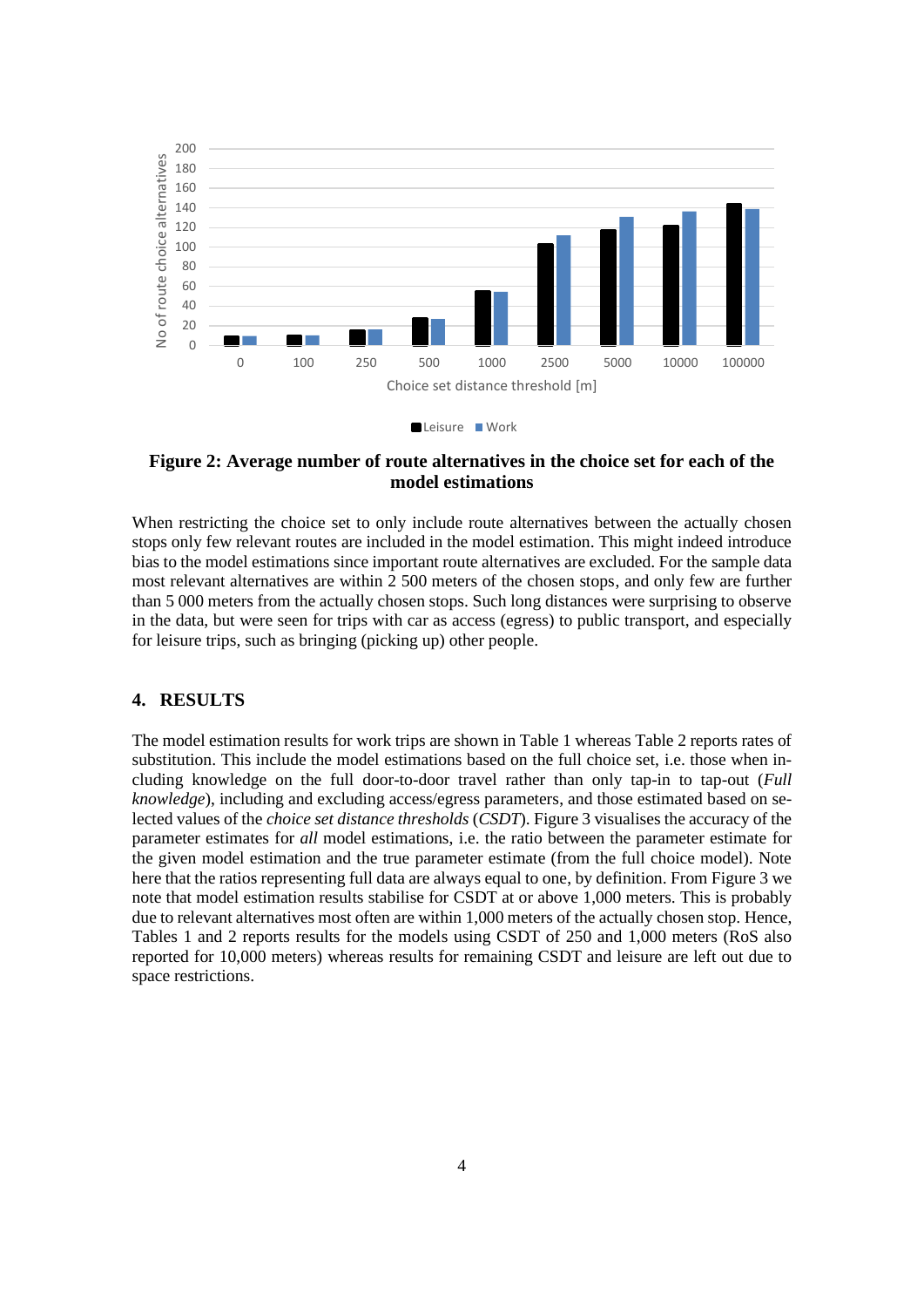**Figure 2: Average number of route alternatives in the choice set for each of the model estimations**

When restricting the choice set to only include route alternatives between the actually chosen stops only few relevant routes are included in the model estimation. This might indeed introduce bias to the model estimations since important route alternatives are excluded. For the sample data most relevant alternatives are within 2 500 meters of the chosen stops, and only few are further than 5 000 meters from the actually chosen stops. Such long distances were surprising to observe in the data, but were seen for trips with car as access (egress) to public transport, and especially for leisure trips, such as bringing (picking up) other people.

## 4. RESULTS

The model estimation results for work trips are shown in Table 1 whereas Table 2 reports rates of substitution. This include the model estimations based on the full choice set, i.e. those when including knowledge on the full door-to-door travel rather than only tap-in to tap-out (*Full knowledge*), including and excluding access/egress parameters, and those estimated based on selected values of the *choice set distance thresholds* (*CSDT*). Figure 3 visualises the accuracy of the parameter estimates for *all* model estimations, i.e. the ratio between the parameter estimate for the given model estimation and the true parameter estimate (from the full choice model). Note here that the ratios representing full data are always equal to one, by definition. From Figure 3 we note that model estimation results stabilise for CSDT at or above 1,000 meters. This is probably due to relevant alternatives most often are within 1,000 meters of the actually chosen stop. Hence, Tables 1 and 2 reports results for the models using CSDT of 250 and 1,000 meters (RoS also reported for 10,000 meters) whereas results for remaining CSDT and leisure are left out due to space restrictions.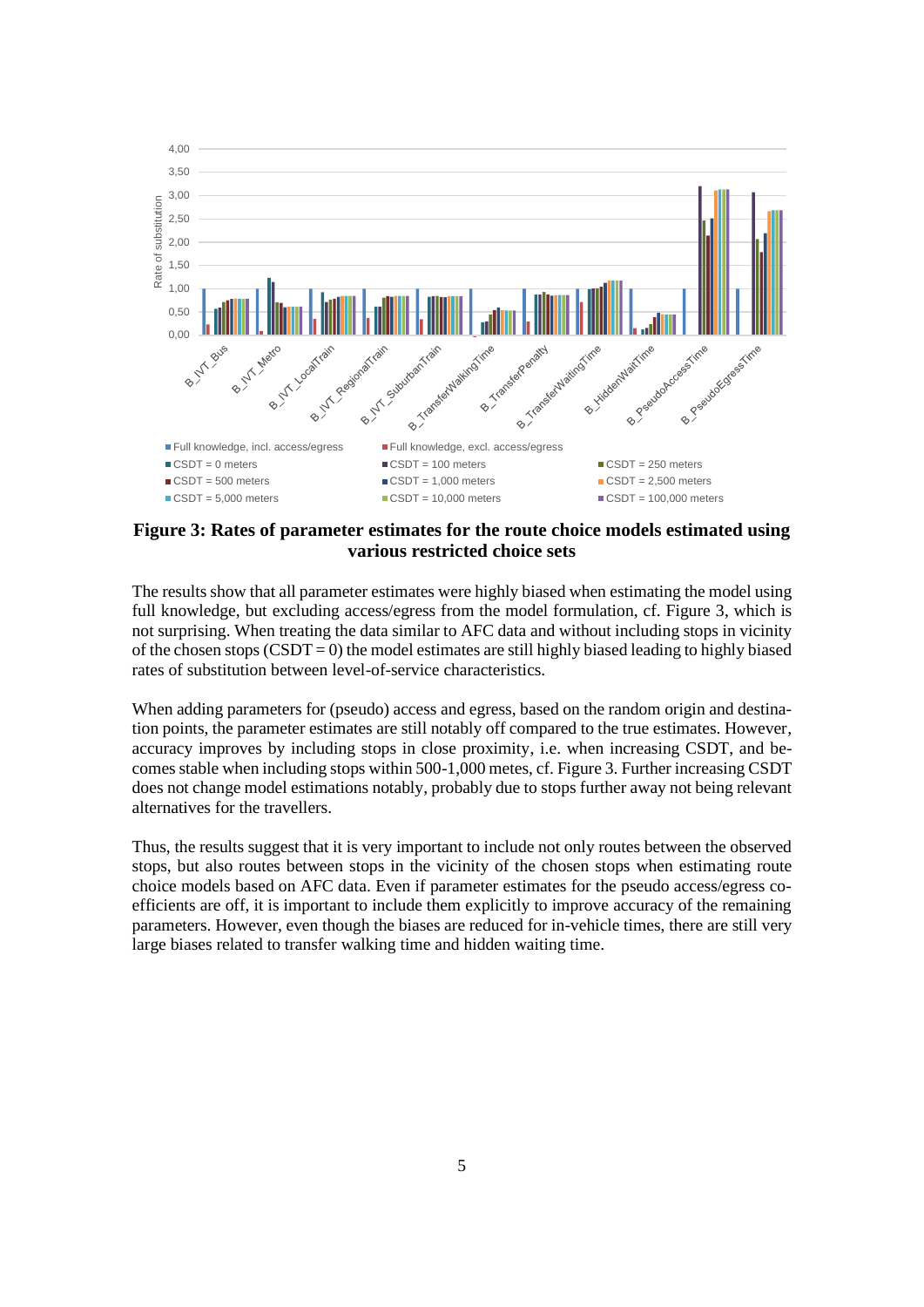**Figure 3: Rates of parameter estimates for the route choice models estimated using various restricted choice sets**

The results show that all parameter estimates were highly biased when estimating the model using full knowledge, but excluding access/egress from the model formulation, cf. Figure 3, which is not surprising. When treating the data similar to AFC data and without including stops in vicinity of the chosen stops (CSDT = 0) the model estimates are still highly biased leading to highly biased rates of substitution between level-of-service characteristics.

When adding parameters for (pseudo) access and egress, based on the random origin and destination points, the parameter estimates are still notably off compared to the true estimates. However, accuracy improves by including stops in close proximity, i.e. when increasing CSDT, and becomes stable when including stops within 500-1,000 metes, cf. Figure 3. Further increasing CSDT does not change model estimations notably, probably due to stops further away not being relevant alternatives for the travellers.

Thus, the results suggest that it is very important to include not only routes between the observed stops, but also routes between stops in the vicinity of the chosen stops when estimating route choice models based on AFC data. Even if parameter estimates for the pseudo access/egress coefficients are off, it is important to include them explicitly to improve accuracy of the remaining parameters. However, even though the biases are reduced for in-vehicle times, there are still very large biases related to transfer walking time and hidden waiting time.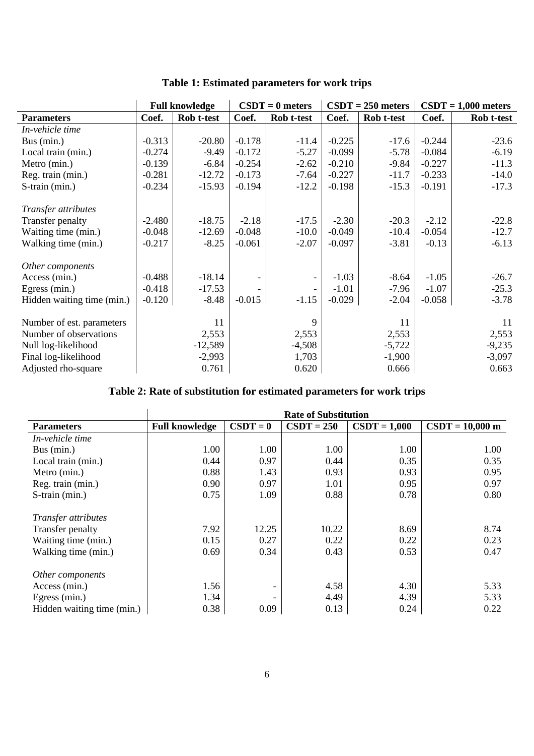**Table 1: Estimated parameters for work trips**

| | Full knowledge | | CSDT = 0 meters | | CSDT = 250 meters | | CSDT = 1,000 meters | |
|---|---|---|---|---|---|---|---|---|
| **Parameters** | **Coef.** | **Rob t-test** | **Coef.** | **Rob t-test** | **Coef.** | **Rob t-test** | **Coef.** | **Rob t-test** |
| *In-vehicle time* | | | | | | | | |
| Bus (min.) | -0.313 | -20.80 | -0.178 | -11.4 | -0.225 | -17.6 | -0.244 | -23.6 |
| Local train (min.) | -0.274 | -9.49 | -0.172 | -5.27 | -0.099 | -5.78 | -0.084 | -6.19 |
| Metro (min.) | -0.139 | -6.84 | -0.254 | -2.62 | -0.210 | -9.84 | -0.227 | -11.3 |
| Reg. train (min.) | -0.281 | -12.72 | -0.173 | -7.64 | -0.227 | -11.7 | -0.233 | -14.0 |
| S-train (min.) | -0.234 | -15.93 | -0.194 | -12.2 | -0.198 | -15.3 | -0.191 | -17.3 |
| *Transfer attributes* | | | | | | | | |
| Transfer penalty | -2.480 | -18.75 | -2.18 | -17.5 | -2.30 | -20.3 | -2.12 | -22.8 |
| Waiting time (min.) | -0.048 | -12.69 | -0.048 | -10.0 | -0.049 | -10.4 | -0.054 | -12.7 |
| Walking time (min.) | -0.217 | -8.25 | -0.061 | -2.07 | -0.097 | -3.81 | -0.13 | -6.13 |
| *Other components* | | | | | | | | |
| Access (min.) | -0.488 | -18.14 | - | - | -1.03 | -8.64 | -1.05 | -26.7 |
| Egress (min.) | -0.418 | -17.53 | - | - | -1.01 | -7.96 | -1.07 | -25.3 |
| Hidden waiting time (min.) | -0.120 | -8.48 | -0.015 | -1.15 | -0.029 | -2.04 | -0.058 | -3.78 |
| Number of est. parameters | | 11 | | 9 | | 11 | | 11 |
| Number of observations | | 2,553 | | 2,553 | | 2,553 | | 2,553 |
| Null log-likelihood | | -12,589 | | -4,508 | | -5,722 | | -9,235 |
| Final log-likelihood | | -2,993 | | 1,703 | | -1,900 | | -3,097 |
| Adjusted rho-square | | 0.761 | | 0.620 | | 0.666 | | 0.663 |

**Table 2: Rate of substitution for estimated parameters for work trips**

| | Rate of Substitution | | | | |
|---|---|---|---|---|---|
| **Parameters** | **Full knowledge** | **CSDT = 0** | **CSDT = 250** | **CSDT = 1,000** | **CSDT = 10,000 m** |
| *In-vehicle time* | | | | | |
| Bus (min.) | 1.00 | 1.00 | 1.00 | 1.00 | 1.00 |
| Local train (min.) | 0.44 | 0.97 | 0.44 | 0.35 | 0.35 |
| Metro (min.) | 0.88 | 1.43 | 0.93 | 0.93 | 0.95 |
| Reg. train (min.) | 0.90 | 0.97 | 1.01 | 0.95 | 0.97 |
| S-train (min.) | 0.75 | 1.09 | 0.88 | 0.78 | 0.80 |
| *Transfer attributes* | | | | | |
| Transfer penalty | 7.92 | 12.25 | 10.22 | 8.69 | 8.74 |
| Waiting time (min.) | 0.15 | 0.27 | 0.22 | 0.22 | 0.23 |
| Walking time (min.) | 0.69 | 0.34 | 0.43 | 0.53 | 0.47 |
| *Other components* | | | | | |
| Access (min.) | 1.56 | - | 4.58 | 4.30 | 5.33 |
| Egress (min.) | 1.34 | - | 4.49 | 4.39 | 5.33 |
| Hidden waiting time (min.) | 0.38 | 0.09 | 0.13 | 0.24 | 0.22 |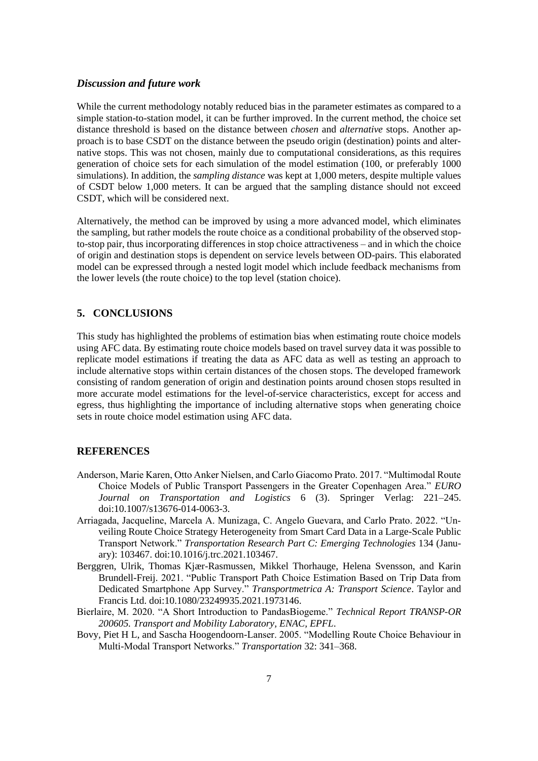### *Discussion and future work*

While the current methodology notably reduced bias in the parameter estimates as compared to a simple station-to-station model, it can be further improved. In the current method, the choice set distance threshold is based on the distance between *chosen* and *alternative* stops. Another approach is to base CSDT on the distance between the pseudo origin (destination) points and alternative stops. This was not chosen, mainly due to computational considerations, as this requires generation of choice sets for each simulation of the model estimation (100, or preferably 1000 simulations). In addition, the *sampling distance* was kept at 1,000 meters, despite multiple values of CSDT below 1,000 meters. It can be argued that the sampling distance should not exceed CSDT, which will be considered next.

Alternatively, the method can be improved by using a more advanced model, which eliminates the sampling, but rather models the route choice as a conditional probability of the observed stop-to-stop pair, thus incorporating differences in stop choice attractiveness – and in which the choice of origin and destination stops is dependent on service levels between OD-pairs. This elaborated model can be expressed through a nested logit model which include feedback mechanisms from the lower levels (the route choice) to the top level (station choice).

## 5. CONCLUSIONS

This study has highlighted the problems of estimation bias when estimating route choice models using AFC data. By estimating route choice models based on travel survey data it was possible to replicate model estimations if treating the data as AFC data as well as testing an approach to include alternative stops within certain distances of the chosen stops. The developed framework consisting of random generation of origin and destination points around chosen stops resulted in more accurate model estimations for the level-of-service characteristics, except for access and egress, thus highlighting the importance of including alternative stops when generating choice sets in route choice model estimation using AFC data.

## REFERENCES

- Anderson, Marie Karen, Otto Anker Nielsen, and Carlo Giacomo Prato. 2017. "Multimodal Route Choice Models of Public Transport Passengers in the Greater Copenhagen Area." *EURO Journal on Transportation and Logistics* 6 (3). Springer Verlag: 221–245. doi:10.1007/s13676-014-0063-3.
- Arriagada, Jacqueline, Marcela A. Munizaga, C. Angelo Guevara, and Carlo Prato. 2022. "Unveiling Route Choice Strategy Heterogeneity from Smart Card Data in a Large-Scale Public Transport Network." *Transportation Research Part C: Emerging Technologies* 134 (January): 103467. doi:10.1016/j.trc.2021.103467.
- Berggren, Ulrik, Thomas Kjær-Rasmussen, Mikkel Thorhauge, Helena Svensson, and Karin Brundell-Freij. 2021. "Public Transport Path Choice Estimation Based on Trip Data from Dedicated Smartphone App Survey." *Transportmetrica A: Transport Science*. Taylor and Francis Ltd. doi:10.1080/23249935.2021.1973146.
- Bierlaire, M. 2020. "A Short Introduction to PandasBiogeme." *Technical Report TRANSP-OR 200605. Transport and Mobility Laboratory, ENAC, EPFL*.
- Bovy, Piet H L, and Sascha Hoogendoorn-Lanser. 2005. "Modelling Route Choice Behaviour in Multi-Modal Transport Networks." *Transportation* 32: 341–368.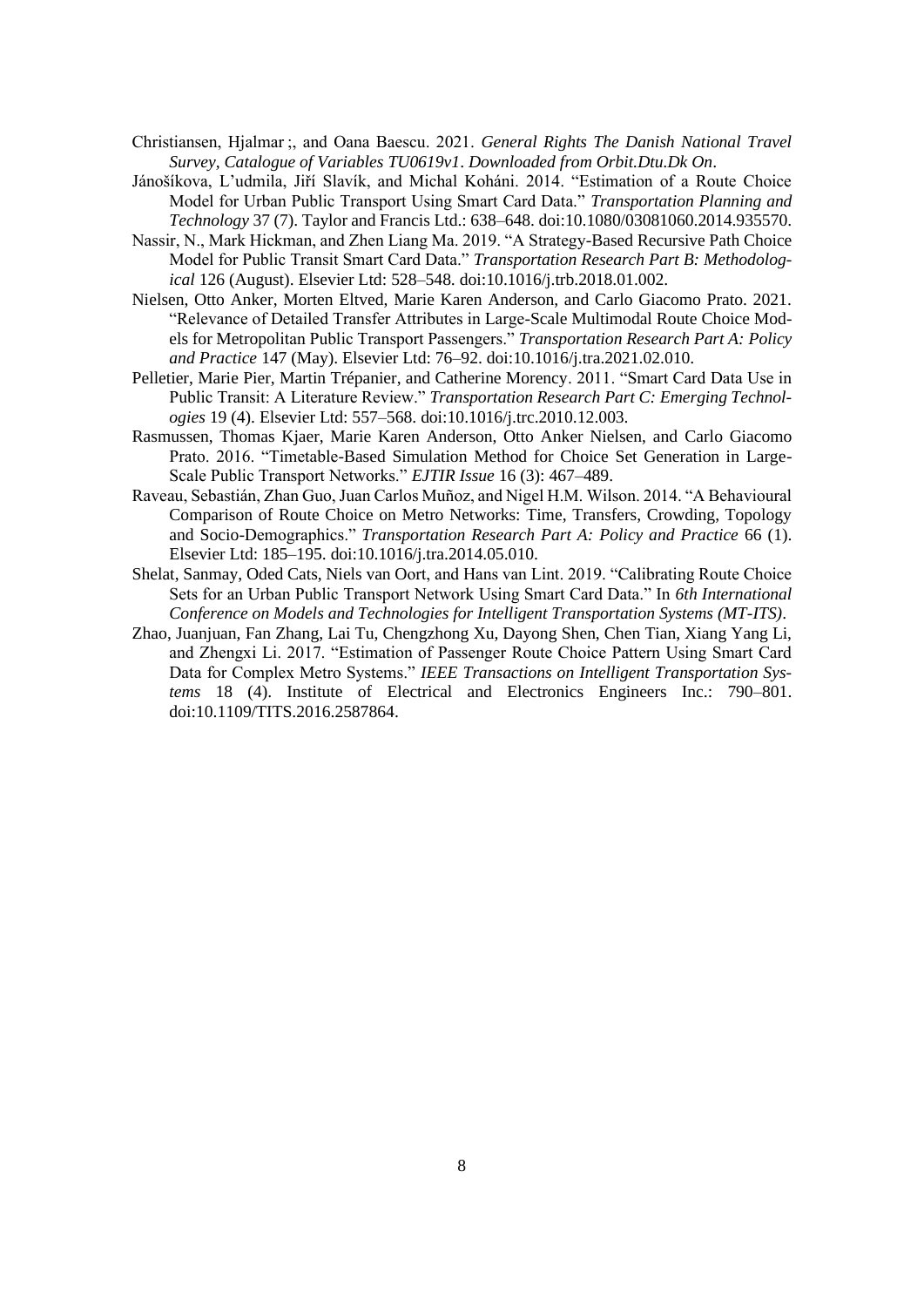Christiansen, Hjalmar ;, and Oana Baescu. 2021. *General Rights The Danish National Travel Survey, Catalogue of Variables TU0619v1. Downloaded from Orbit.Dtu.Dk On*.

Jánošíkova, L'udmila, Jiří Slavík, and Michal Koháni. 2014. "Estimation of a Route Choice Model for Urban Public Transport Using Smart Card Data." *Transportation Planning and Technology* 37 (7). Taylor and Francis Ltd.: 638–648. doi:10.1080/03081060.2014.935570.

Nassir, N., Mark Hickman, and Zhen Liang Ma. 2019. "A Strategy-Based Recursive Path Choice Model for Public Transit Smart Card Data." *Transportation Research Part B: Methodological* 126 (August). Elsevier Ltd: 528–548. doi:10.1016/j.trb.2018.01.002.

Nielsen, Otto Anker, Morten Eltved, Marie Karen Anderson, and Carlo Giacomo Prato. 2021. "Relevance of Detailed Transfer Attributes in Large-Scale Multimodal Route Choice Models for Metropolitan Public Transport Passengers." *Transportation Research Part A: Policy and Practice* 147 (May). Elsevier Ltd: 76–92. doi:10.1016/j.tra.2021.02.010.

Pelletier, Marie Pier, Martin Trépanier, and Catherine Morency. 2011. "Smart Card Data Use in Public Transit: A Literature Review." *Transportation Research Part C: Emerging Technologies* 19 (4). Elsevier Ltd: 557–568. doi:10.1016/j.trc.2010.12.003.

Rasmussen, Thomas Kjaer, Marie Karen Anderson, Otto Anker Nielsen, and Carlo Giacomo Prato. 2016. "Timetable-Based Simulation Method for Choice Set Generation in Large-Scale Public Transport Networks." *EJTIR Issue* 16 (3): 467–489.

Raveau, Sebastián, Zhan Guo, Juan Carlos Muñoz, and Nigel H.M. Wilson. 2014. "A Behavioural Comparison of Route Choice on Metro Networks: Time, Transfers, Crowding, Topology and Socio-Demographics." *Transportation Research Part A: Policy and Practice* 66 (1). Elsevier Ltd: 185–195. doi:10.1016/j.tra.2014.05.010.

Shelat, Sanmay, Oded Cats, Niels van Oort, and Hans van Lint. 2019. "Calibrating Route Choice Sets for an Urban Public Transport Network Using Smart Card Data." In *6th International Conference on Models and Technologies for Intelligent Transportation Systems (MT-ITS)*.

Zhao, Juanjuan, Fan Zhang, Lai Tu, Chengzhong Xu, Dayong Shen, Chen Tian, Xiang Yang Li, and Zhengxi Li. 2017. "Estimation of Passenger Route Choice Pattern Using Smart Card Data for Complex Metro Systems." *IEEE Transactions on Intelligent Transportation Systems* 18 (4). Institute of Electrical and Electronics Engineers Inc.: 790–801. doi:10.1109/TITS.2016.2587864.